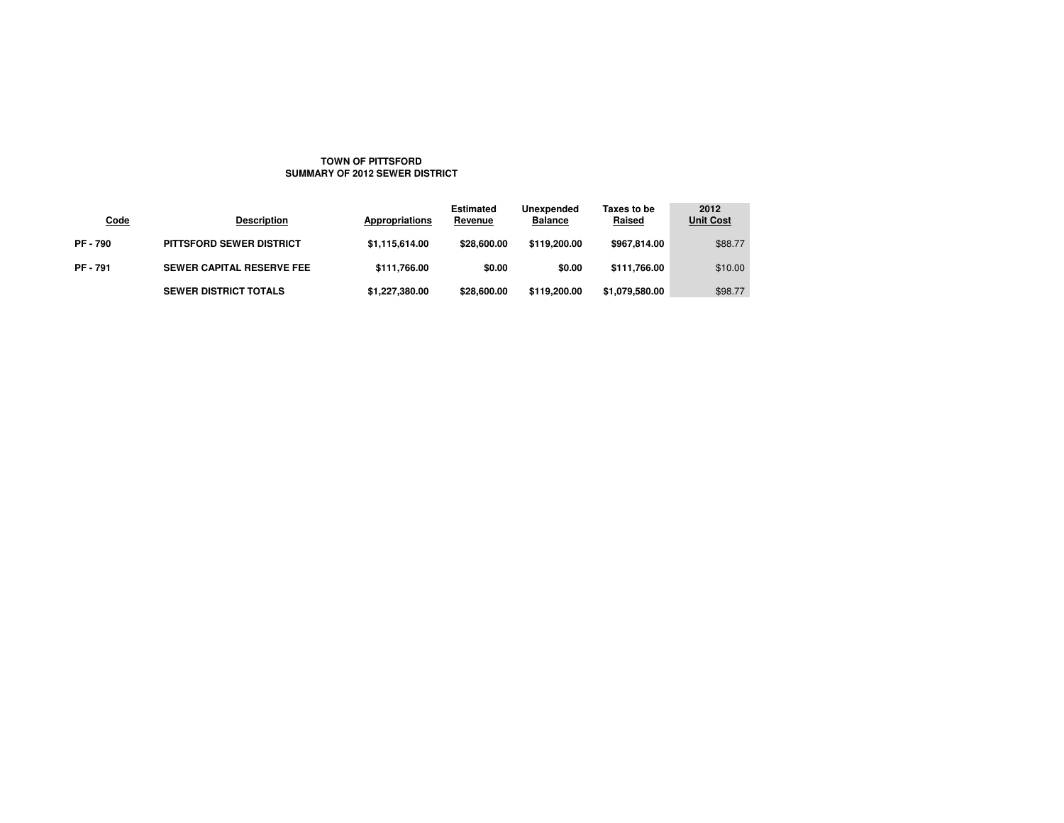**TOWN OF PITTSFORD**
**SUMMARY OF 2012 SEWER DISTRICT**

| Code | Description | Appropriations | Estimated Revenue | Unexpended Balance | Taxes to be Raised | 2012 Unit Cost |
|---|---|---|---|---|---|---|
| PF - 790 | PITTSFORD SEWER DISTRICT | $1,115,614.00 | $28,600.00 | $119,200.00 | $967,814.00 | $88.77 |
| PF - 791 | SEWER CAPITAL RESERVE FEE | $111,766.00 | $0.00 | $0.00 | $111,766.00 | $10.00 |
| | SEWER DISTRICT TOTALS | $1,227,380.00 | $28,600.00 | $119,200.00 | $1,079,580.00 | $98.77 |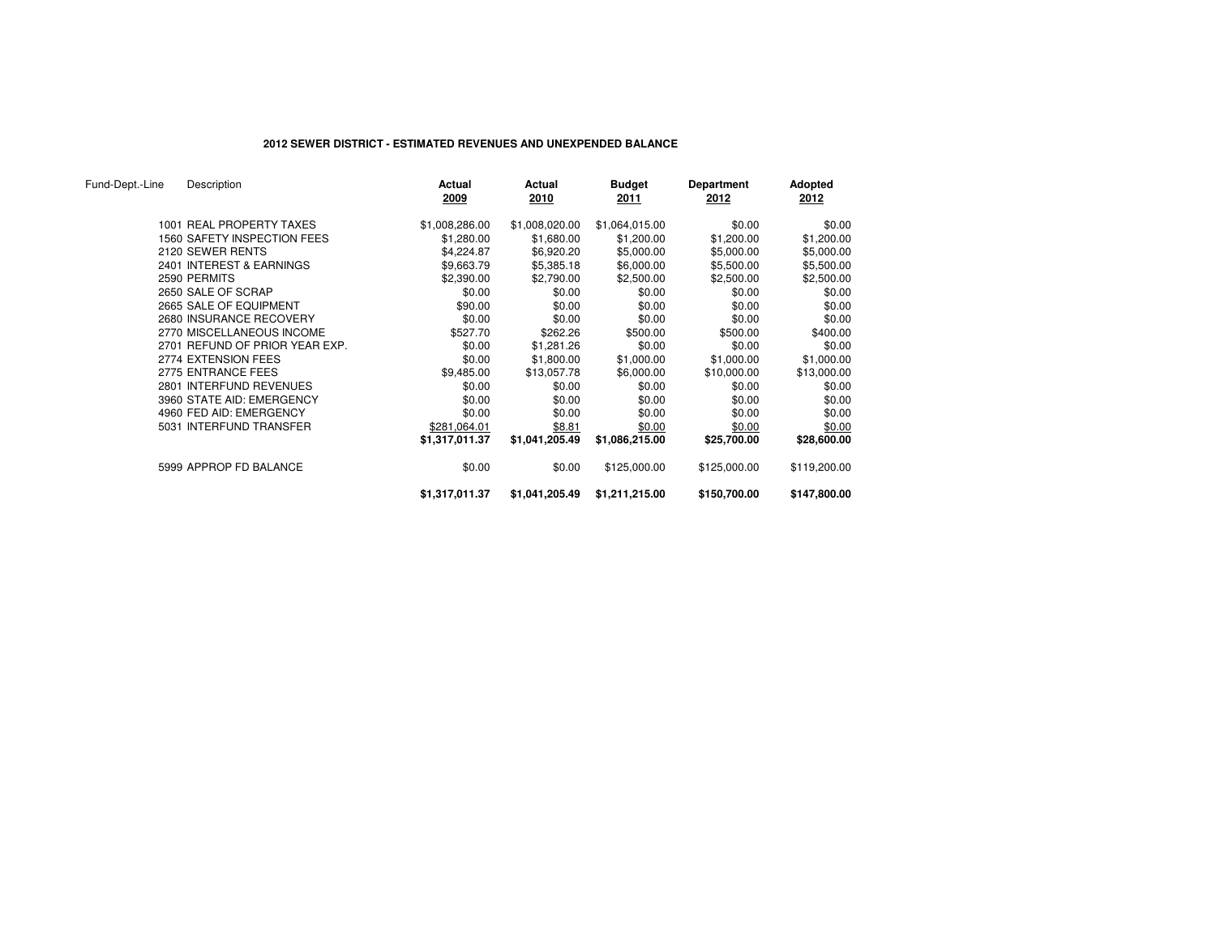**2012 SEWER DISTRICT - ESTIMATED REVENUES AND UNEXPENDED BALANCE**

| Fund-Dept.-Line | Description | Actual 2009 | Actual 2010 | Budget 2011 | Department 2012 | Adopted 2012 |
|---|---|---|---|---|---|---|
| 1001 | REAL PROPERTY TAXES | $1,008,286.00 | $1,008,020.00 | $1,064,015.00 | $0.00 | $0.00 |
| 1560 | SAFETY INSPECTION FEES | $1,280.00 | $1,680.00 | $1,200.00 | $1,200.00 | $1,200.00 |
| 2120 | SEWER RENTS | $4,224.87 | $6,920.20 | $5,000.00 | $5,000.00 | $5,000.00 |
| 2401 | INTEREST & EARNINGS | $9,663.79 | $5,385.18 | $6,000.00 | $5,500.00 | $5,500.00 |
| 2590 | PERMITS | $2,390.00 | $2,790.00 | $2,500.00 | $2,500.00 | $2,500.00 |
| 2650 | SALE OF SCRAP | $0.00 | $0.00 | $0.00 | $0.00 | $0.00 |
| 2665 | SALE OF EQUIPMENT | $90.00 | $0.00 | $0.00 | $0.00 | $0.00 |
| 2680 | INSURANCE RECOVERY | $0.00 | $0.00 | $0.00 | $0.00 | $0.00 |
| 2770 | MISCELLANEOUS INCOME | $527.70 | $262.26 | $500.00 | $500.00 | $400.00 |
| 2701 | REFUND OF PRIOR YEAR EXP. | $0.00 | $1,281.26 | $0.00 | $0.00 | $0.00 |
| 2774 | EXTENSION FEES | $0.00 | $1,800.00 | $1,000.00 | $1,000.00 | $1,000.00 |
| 2775 | ENTRANCE FEES | $9,485.00 | $13,057.78 | $6,000.00 | $10,000.00 | $13,000.00 |
| 2801 | INTERFUND REVENUES | $0.00 | $0.00 | $0.00 | $0.00 | $0.00 |
| 3960 | STATE AID: EMERGENCY | $0.00 | $0.00 | $0.00 | $0.00 | $0.00 |
| 4960 | FED AID: EMERGENCY | $0.00 | $0.00 | $0.00 | $0.00 | $0.00 |
| 5031 | INTERFUND TRANSFER | $281,064.01 | $8.81 | $0.00 | $0.00 | $0.00 |
| | | **$1,317,011.37** | **$1,041,205.49** | **$1,086,215.00** | **$25,700.00** | **$28,600.00** |
| 5999 | APPROP FD BALANCE | $0.00 | $0.00 | $125,000.00 | $125,000.00 | $119,200.00 |
| | | **$1,317,011.37** | **$1,041,205.49** | **$1,211,215.00** | **$150,700.00** | **$147,800.00** |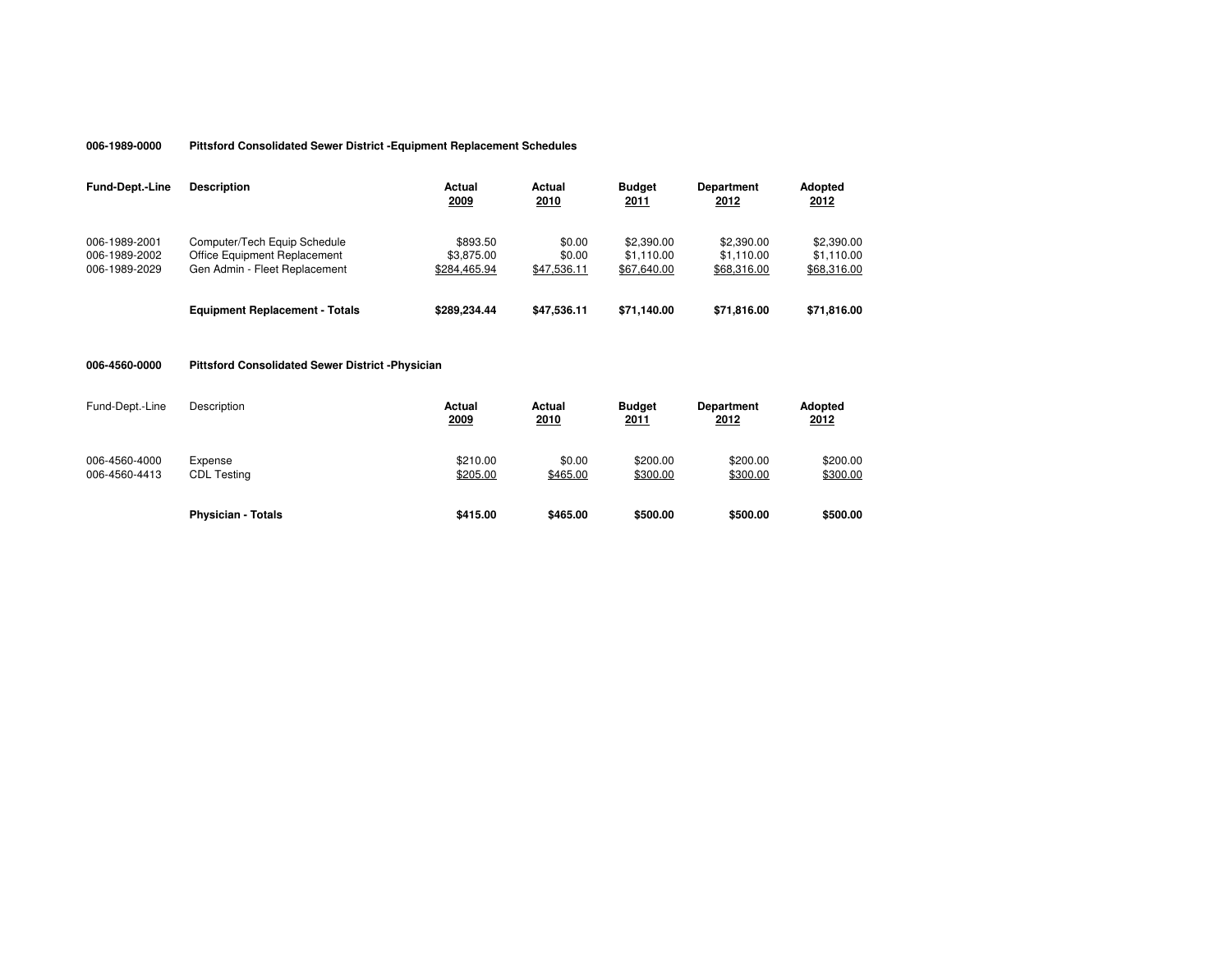**006-1989-0000 Pittsford Consolidated Sewer District -Equipment Replacement Schedules**

| Fund-Dept.-Line | Description | Actual 2009 | Actual 2010 | Budget 2011 | Department 2012 | Adopted 2012 |
|---|---|---|---|---|---|---|
| 006-1989-2001 | Computer/Tech Equip Schedule | $893.50 | $0.00 | $2,390.00 | $2,390.00 | $2,390.00 |
| 006-1989-2002 | Office Equipment Replacement | $3,875.00 | $0.00 | $1,110.00 | $1,110.00 | $1,110.00 |
| 006-1989-2029 | Gen Admin - Fleet Replacement | $284,465.94 | $47,536.11 | $67,640.00 | $68,316.00 | $68,316.00 |
| | **Equipment Replacement - Totals** | **$289,234.44** | **$47,536.11** | **$71,140.00** | **$71,816.00** | **$71,816.00** |

**006-4560-0000 Pittsford Consolidated Sewer District -Physician**

| Fund-Dept.-Line | Description | Actual 2009 | Actual 2010 | Budget 2011 | Department 2012 | Adopted 2012 |
|---|---|---|---|---|---|---|
| 006-4560-4000 | Expense | $210.00 | $0.00 | $200.00 | $200.00 | $200.00 |
| 006-4560-4413 | CDL Testing | $205.00 | $465.00 | $300.00 | $300.00 | $300.00 |
| | **Physician - Totals** | **$415.00** | **$465.00** | **$500.00** | **$500.00** | **$500.00** |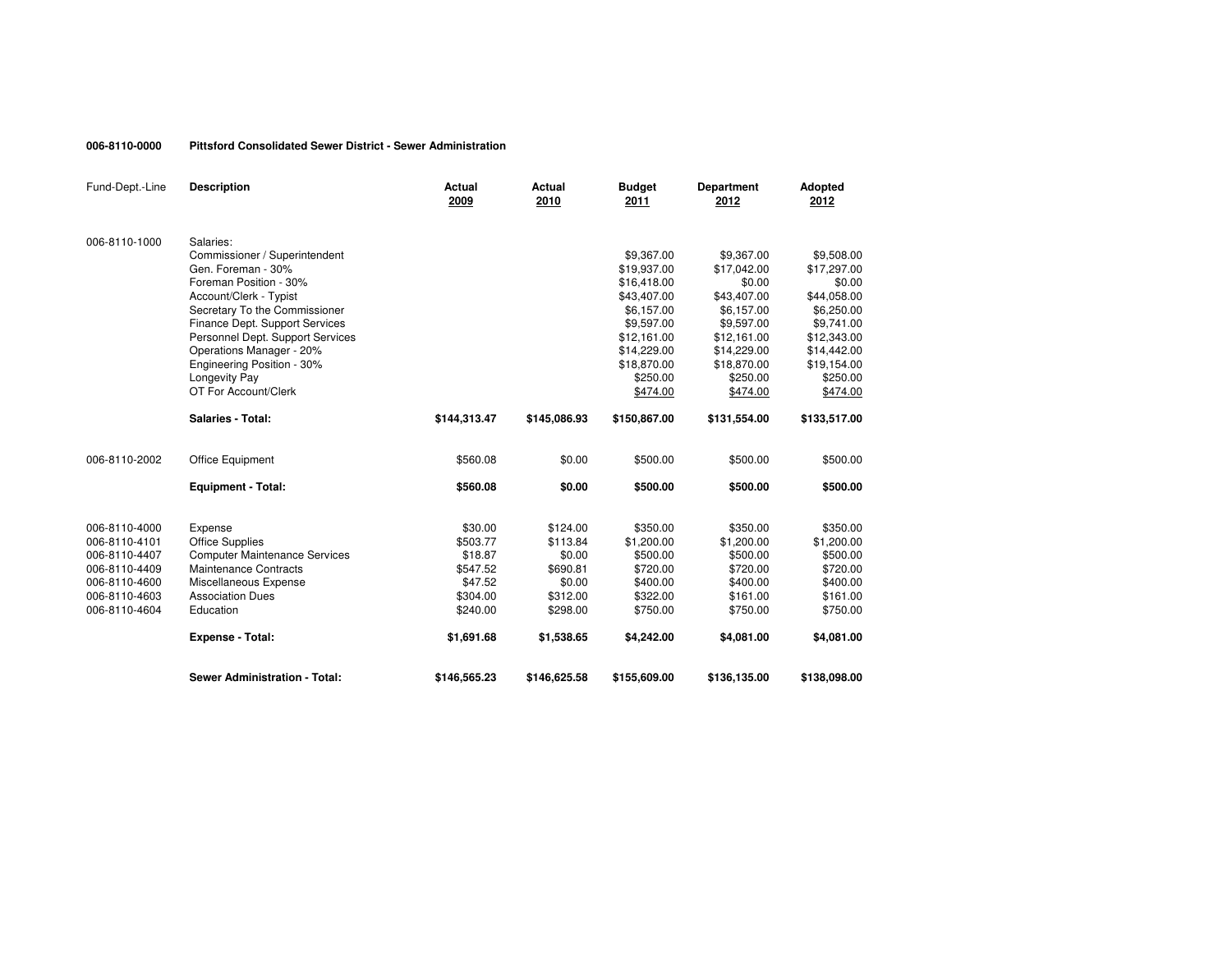**006-8110-0000 Pittsford Consolidated Sewer District - Sewer Administration**

| Fund-Dept.-Line | Description | Actual 2009 | Actual 2010 | Budget 2011 | Department 2012 | Adopted 2012 |
|---|---|---|---|---|---|---|
| 006-8110-1000 | Salaries: | | | | | |
| | Commissioner / Superintendent | | | $9,367.00 | $9,367.00 | $9,508.00 |
| | Gen. Foreman - 30% | | | $19,937.00 | $17,042.00 | $17,297.00 |
| | Foreman Position - 30% | | | $16,418.00 | $0.00 | $0.00 |
| | Account/Clerk - Typist | | | $43,407.00 | $43,407.00 | $44,058.00 |
| | Secretary To the Commissioner | | | $6,157.00 | $6,157.00 | $6,250.00 |
| | Finance Dept. Support Services | | | $9,597.00 | $9,597.00 | $9,741.00 |
| | Personnel Dept. Support Services | | | $12,161.00 | $12,161.00 | $12,343.00 |
| | Operations Manager - 20% | | | $14,229.00 | $14,229.00 | $14,442.00 |
| | Engineering Position - 30% | | | $18,870.00 | $18,870.00 | $19,154.00 |
| | Longevity Pay | | | $250.00 | $250.00 | $250.00 |
| | OT For Account/Clerk | | | $474.00 | $474.00 | $474.00 |
| | **Salaries - Total:** | **$144,313.47** | **$145,086.93** | **$150,867.00** | **$131,554.00** | **$133,517.00** |
| 006-8110-2002 | Office Equipment | $560.08 | $0.00 | $500.00 | $500.00 | $500.00 |
| | **Equipment - Total:** | **$560.08** | **$0.00** | **$500.00** | **$500.00** | **$500.00** |
| 006-8110-4000 | Expense | $30.00 | $124.00 | $350.00 | $350.00 | $350.00 |
| 006-8110-4101 | Office Supplies | $503.77 | $113.84 | $1,200.00 | $1,200.00 | $1,200.00 |
| 006-8110-4407 | Computer Maintenance Services | $18.87 | $0.00 | $500.00 | $500.00 | $500.00 |
| 006-8110-4409 | Maintenance Contracts | $547.52 | $690.81 | $720.00 | $720.00 | $720.00 |
| 006-8110-4600 | Miscellaneous Expense | $47.52 | $0.00 | $400.00 | $400.00 | $400.00 |
| 006-8110-4603 | Association Dues | $304.00 | $312.00 | $322.00 | $161.00 | $161.00 |
| 006-8110-4604 | Education | $240.00 | $298.00 | $750.00 | $750.00 | $750.00 |
| | **Expense - Total:** | **$1,691.68** | **$1,538.65** | **$4,242.00** | **$4,081.00** | **$4,081.00** |
| | **Sewer Administration - Total:** | **$146,565.23** | **$146,625.58** | **$155,609.00** | **$136,135.00** | **$138,098.00** |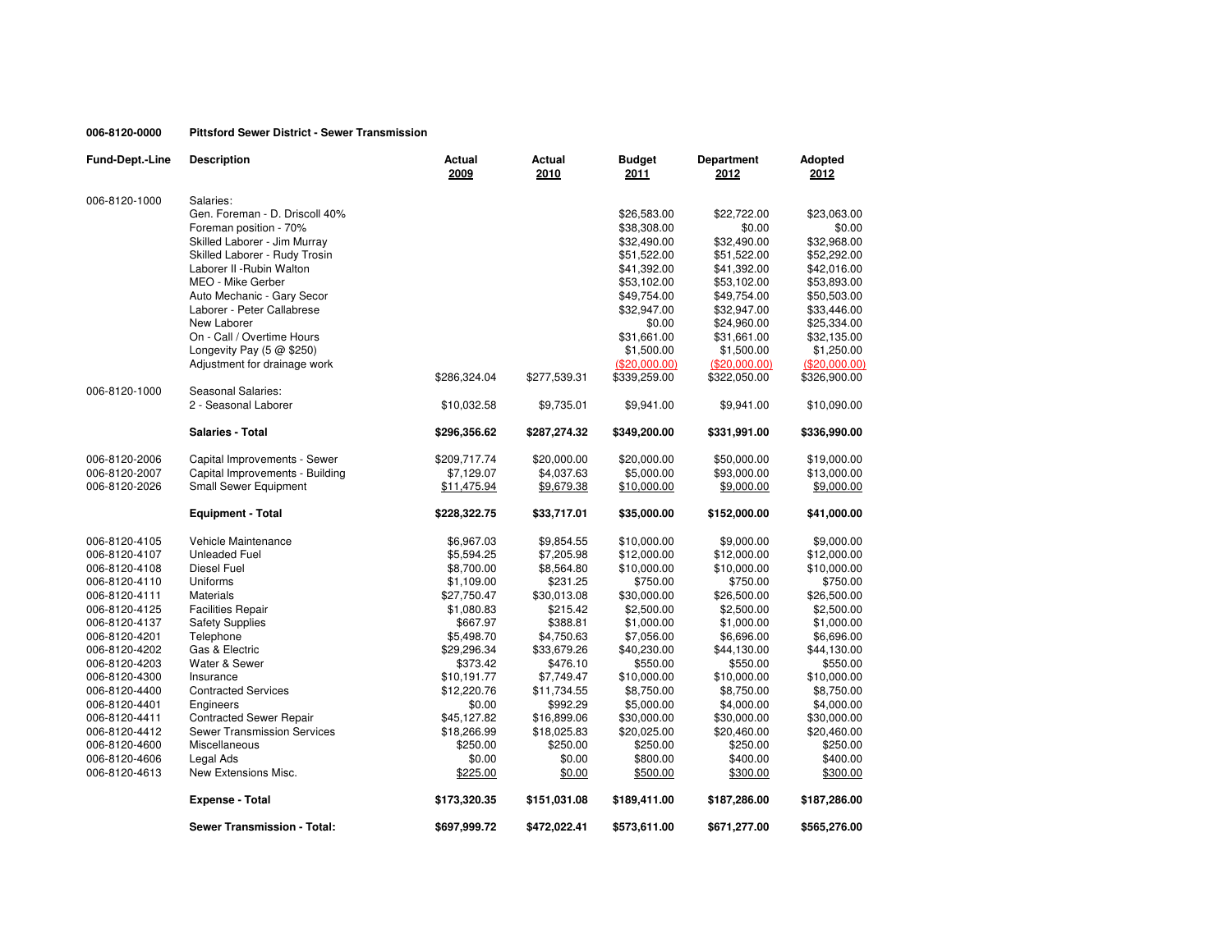**006-8120-0000 Pittsford Sewer District - Sewer Transmission**

| Fund-Dept.-Line | Description | Actual 2009 | Actual 2010 | Budget 2011 | Department 2012 | Adopted 2012 |
|---|---|---|---|---|---|---|
| 006-8120-1000 | Salaries: | | | | | |
| | Gen. Foreman - D. Driscoll 40% | | | $26,583.00 | $22,722.00 | $23,063.00 |
| | Foreman position - 70% | | | $38,308.00 | $0.00 | $0.00 |
| | Skilled Laborer - Jim Murray | | | $32,490.00 | $32,490.00 | $32,968.00 |
| | Skilled Laborer - Rudy Trosin | | | $51,522.00 | $51,522.00 | $52,292.00 |
| | Laborer II -Rubin Walton | | | $41,392.00 | $41,392.00 | $42,016.00 |
| | MEO - Mike Gerber | | | $53,102.00 | $53,102.00 | $53,893.00 |
| | Auto Mechanic - Gary Secor | | | $49,754.00 | $49,754.00 | $50,503.00 |
| | Laborer - Peter Callabrese | | | $32,947.00 | $32,947.00 | $33,446.00 |
| | New Laborer | | | $0.00 | $24,960.00 | $25,334.00 |
| | On - Call / Overtime Hours | | | $31,661.00 | $31,661.00 | $32,135.00 |
| | Longevity Pay (5 @ $250) | | | $1,500.00 | $1,500.00 | $1,250.00 |
| | Adjustment for drainage work | | | ($20,000.00) | ($20,000.00) | ($20,000.00) |
| | | $286,324.04 | $277,539.31 | $339,259.00 | $322,050.00 | $326,900.00 |
| 006-8120-1000 | Seasonal Salaries: | | | | | |
| | 2 - Seasonal Laborer | $10,032.58 | $9,735.01 | $9,941.00 | $9,941.00 | $10,090.00 |
| | **Salaries - Total** | **$296,356.62** | **$287,274.32** | **$349,200.00** | **$331,991.00** | **$336,990.00** |
| 006-8120-2006 | Capital Improvements - Sewer | $209,717.74 | $20,000.00 | $20,000.00 | $50,000.00 | $19,000.00 |
| 006-8120-2007 | Capital Improvements - Building | $7,129.07 | $4,037.63 | $5,000.00 | $93,000.00 | $13,000.00 |
| 006-8120-2026 | Small Sewer Equipment | $11,475.94 | $9,679.38 | $10,000.00 | $9,000.00 | $9,000.00 |
| | **Equipment - Total** | **$228,322.75** | **$33,717.01** | **$35,000.00** | **$152,000.00** | **$41,000.00** |
| 006-8120-4105 | Vehicle Maintenance | $6,967.03 | $9,854.55 | $10,000.00 | $9,000.00 | $9,000.00 |
| 006-8120-4107 | Unleaded Fuel | $5,594.25 | $7,205.98 | $12,000.00 | $12,000.00 | $12,000.00 |
| 006-8120-4108 | Diesel Fuel | $8,700.00 | $8,564.80 | $10,000.00 | $10,000.00 | $10,000.00 |
| 006-8120-4110 | Uniforms | $1,109.00 | $231.25 | $750.00 | $750.00 | $750.00 |
| 006-8120-4111 | Materials | $27,750.47 | $30,013.08 | $30,000.00 | $26,500.00 | $26,500.00 |
| 006-8120-4125 | Facilities Repair | $1,080.83 | $215.42 | $2,500.00 | $2,500.00 | $2,500.00 |
| 006-8120-4137 | Safety Supplies | $667.97 | $388.81 | $1,000.00 | $1,000.00 | $1,000.00 |
| 006-8120-4201 | Telephone | $5,498.70 | $4,750.63 | $7,056.00 | $6,696.00 | $6,696.00 |
| 006-8120-4202 | Gas & Electric | $29,296.34 | $33,679.26 | $40,230.00 | $44,130.00 | $44,130.00 |
| 006-8120-4203 | Water & Sewer | $373.42 | $476.10 | $550.00 | $550.00 | $550.00 |
| 006-8120-4300 | Insurance | $10,191.77 | $7,749.47 | $10,000.00 | $10,000.00 | $10,000.00 |
| 006-8120-4400 | Contracted Services | $12,220.76 | $11,734.55 | $8,750.00 | $8,750.00 | $8,750.00 |
| 006-8120-4401 | Engineers | $0.00 | $992.29 | $5,000.00 | $4,000.00 | $4,000.00 |
| 006-8120-4411 | Contracted Sewer Repair | $45,127.82 | $16,899.06 | $30,000.00 | $30,000.00 | $30,000.00 |
| 006-8120-4412 | Sewer Transmission Services | $18,266.99 | $18,025.83 | $20,025.00 | $20,460.00 | $20,460.00 |
| 006-8120-4600 | Miscellaneous | $250.00 | $250.00 | $250.00 | $250.00 | $250.00 |
| 006-8120-4606 | Legal Ads | $0.00 | $0.00 | $800.00 | $400.00 | $400.00 |
| 006-8120-4613 | New Extensions Misc. | $225.00 | $0.00 | $500.00 | $300.00 | $300.00 |
| | **Expense - Total** | **$173,320.35** | **$151,031.08** | **$189,411.00** | **$187,286.00** | **$187,286.00** |
| | **Sewer Transmission - Total:** | **$697,999.72** | **$472,022.41** | **$573,611.00** | **$671,277.00** | **$565,276.00** |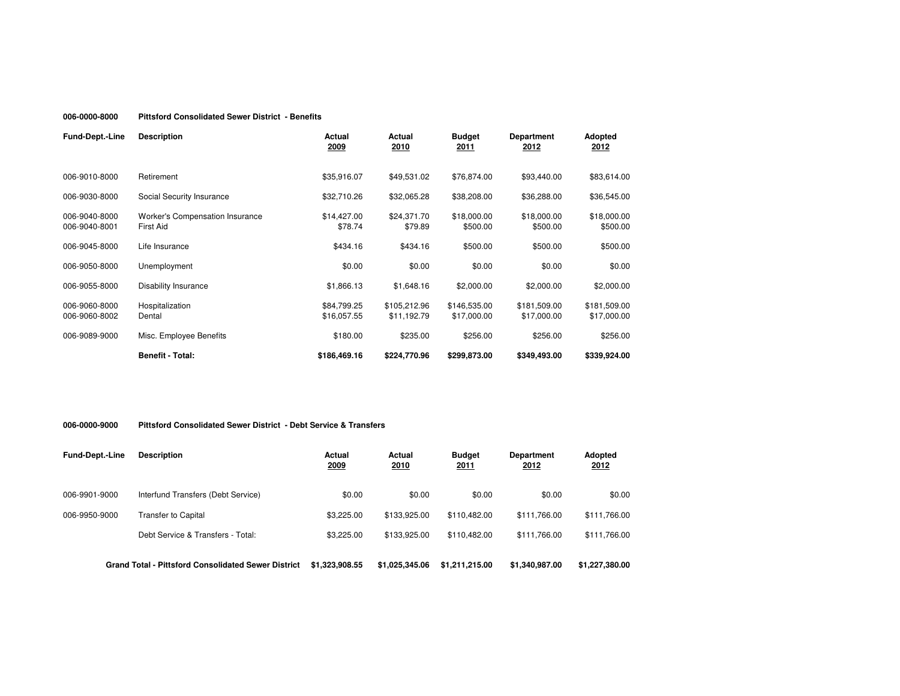**006-0000-8000 Pittsford Consolidated Sewer District - Benefits**

| Fund-Dept.-Line | Description | Actual 2009 | Actual 2010 | Budget 2011 | Department 2012 | Adopted 2012 |
|---|---|---|---|---|---|---|
| 006-9010-8000 | Retirement | $35,916.07 | $49,531.02 | $76,874.00 | $93,440.00 | $83,614.00 |
| 006-9030-8000 | Social Security Insurance | $32,710.26 | $32,065.28 | $38,208.00 | $36,288.00 | $36,545.00 |
| 006-9040-8000 | Worker's Compensation Insurance | $14,427.00 | $24,371.70 | $18,000.00 | $18,000.00 | $18,000.00 |
| 006-9040-8001 | First Aid | $78.74 | $79.89 | $500.00 | $500.00 | $500.00 |
| 006-9045-8000 | Life Insurance | $434.16 | $434.16 | $500.00 | $500.00 | $500.00 |
| 006-9050-8000 | Unemployment | $0.00 | $0.00 | $0.00 | $0.00 | $0.00 |
| 006-9055-8000 | Disability Insurance | $1,866.13 | $1,648.16 | $2,000.00 | $2,000.00 | $2,000.00 |
| 006-9060-8000 | Hospitalization | $84,799.25 | $105,212.96 | $146,535.00 | $181,509.00 | $181,509.00 |
| 006-9060-8002 | Dental | $16,057.55 | $11,192.79 | $17,000.00 | $17,000.00 | $17,000.00 |
| 006-9089-9000 | Misc. Employee Benefits | $180.00 | $235.00 | $256.00 | $256.00 | $256.00 |
| | **Benefit - Total:** | **$186,469.16** | **$224,770.96** | **$299,873.00** | **$349,493.00** | **$339,924.00** |

**006-0000-9000 Pittsford Consolidated Sewer District - Debt Service & Transfers**

| Fund-Dept.-Line | Description | Actual 2009 | Actual 2010 | Budget 2011 | Department 2012 | Adopted 2012 |
|---|---|---|---|---|---|---|
| 006-9901-9000 | Interfund Transfers (Debt Service) | $0.00 | $0.00 | $0.00 | $0.00 | $0.00 |
| 006-9950-9000 | Transfer to Capital | $3,225.00 | $133,925.00 | $110,482.00 | $111,766.00 | $111,766.00 |
| | Debt Service & Transfers - Total: | $3,225.00 | $133,925.00 | $110,482.00 | $111,766.00 | $111,766.00 |
| | **Grand Total - Pittsford Consolidated Sewer District** | **$1,323,908.55** | **$1,025,345.06** | **$1,211,215.00** | **$1,340,987.00** | **$1,227,380.00** |